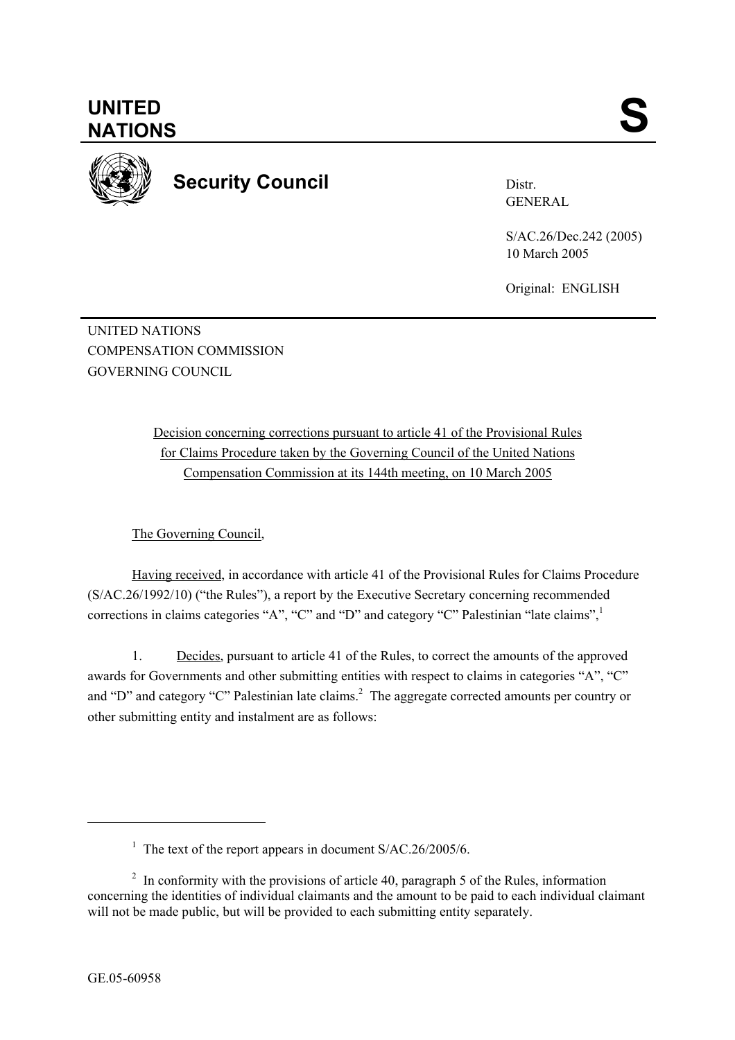# UNITED NATIONS

# S

## Security Council

Distr.
GENERAL

S/AC.26/Dec.242 (2005)
10 March 2005

Original: ENGLISH

UNITED NATIONS
COMPENSATION COMMISSION
GOVERNING COUNCIL

Decision concerning corrections pursuant to article 41 of the Provisional Rules for Claims Procedure taken by the Governing Council of the United Nations Compensation Commission at its 144th meeting, on 10 March 2005

The Governing Council,

Having received, in accordance with article 41 of the Provisional Rules for Claims Procedure (S/AC.26/1992/10) ("the Rules"), a report by the Executive Secretary concerning recommended corrections in claims categories "A", "C" and "D" and category "C" Palestinian "late claims",[1]

1. Decides, pursuant to article 41 of the Rules, to correct the amounts of the approved awards for Governments and other submitting entities with respect to claims in categories "A", "C" and "D" and category "C" Palestinian late claims.[2] The aggregate corrected amounts per country or other submitting entity and instalment are as follows:

---

[1] The text of the report appears in document S/AC.26/2005/6.

[2] In conformity with the provisions of article 40, paragraph 5 of the Rules, information concerning the identities of individual claimants and the amount to be paid to each individual claimant will not be made public, but will be provided to each submitting entity separately.

GE.05-60958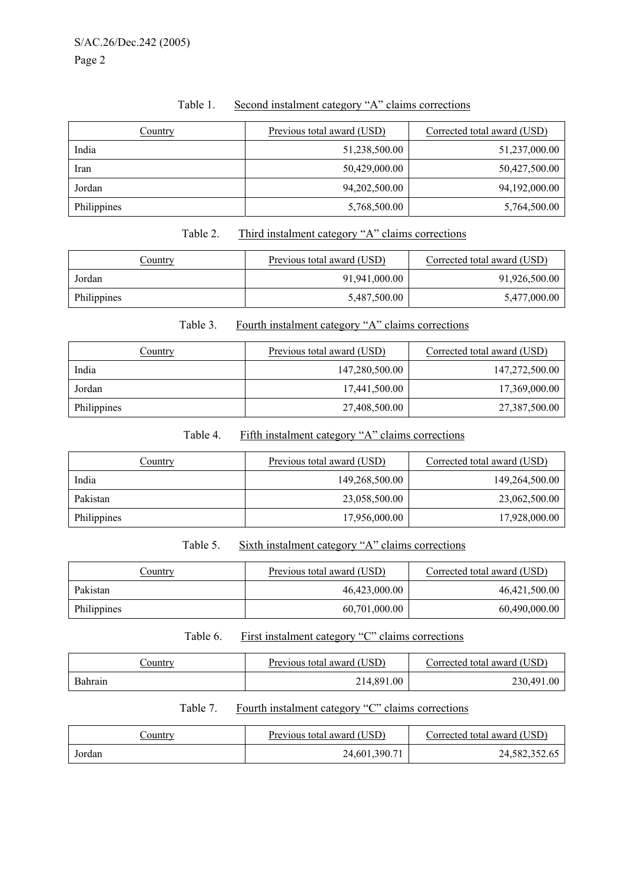Table 1. Second instalment category "A" claims corrections

| Country | Previous total award (USD) | Corrected total award (USD) |
| --- | ---: | ---: |
| India | 51,238,500.00 | 51,237,000.00 |
| Iran | 50,429,000.00 | 50,427,500.00 |
| Jordan | 94,202,500.00 | 94,192,000.00 |
| Philippines | 5,768,500.00 | 5,764,500.00 |

Table 2. Third instalment category "A" claims corrections

| Country | Previous total award (USD) | Corrected total award (USD) |
| --- | ---: | ---: |
| Jordan | 91,941,000.00 | 91,926,500.00 |
| Philippines | 5,487,500.00 | 5,477,000.00 |

Table 3. Fourth instalment category "A" claims corrections

| Country | Previous total award (USD) | Corrected total award (USD) |
| --- | ---: | ---: |
| India | 147,280,500.00 | 147,272,500.00 |
| Jordan | 17,441,500.00 | 17,369,000.00 |
| Philippines | 27,408,500.00 | 27,387,500.00 |

Table 4. Fifth instalment category "A" claims corrections

| Country | Previous total award (USD) | Corrected total award (USD) |
| --- | ---: | ---: |
| India | 149,268,500.00 | 149,264,500.00 |
| Pakistan | 23,058,500.00 | 23,062,500.00 |
| Philippines | 17,956,000.00 | 17,928,000.00 |

Table 5. Sixth instalment category "A" claims corrections

| Country | Previous total award (USD) | Corrected total award (USD) |
| --- | ---: | ---: |
| Pakistan | 46,423,000.00 | 46,421,500.00 |
| Philippines | 60,701,000.00 | 60,490,000.00 |

Table 6. First instalment category "C" claims corrections

| Country | Previous total award (USD) | Corrected total award (USD) |
| --- | ---: | ---: |
| Bahrain | 214,891.00 | 230,491.00 |

Table 7. Fourth instalment category "C" claims corrections

| Country | Previous total award (USD) | Corrected total award (USD) |
| --- | ---: | ---: |
| Jordan | 24,601,390.71 | 24,582,352.65 |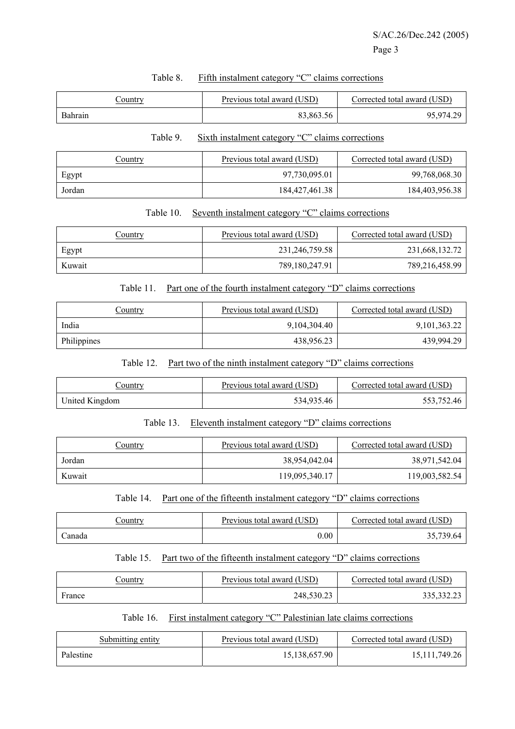Table 8. Fifth instalment category "C" claims corrections

| Country | Previous total award (USD) | Corrected total award (USD) |
| --- | --- | --- |
| Bahrain | 83,863.56 | 95,974.29 |

Table 9. Sixth instalment category "C" claims corrections

| Country | Previous total award (USD) | Corrected total award (USD) |
| --- | --- | --- |
| Egypt | 97,730,095.01 | 99,768,068.30 |
| Jordan | 184,427,461.38 | 184,403,956.38 |

Table 10. Seventh instalment category "C" claims corrections

| Country | Previous total award (USD) | Corrected total award (USD) |
| --- | --- | --- |
| Egypt | 231,246,759.58 | 231,668,132.72 |
| Kuwait | 789,180,247.91 | 789,216,458.99 |

Table 11. Part one of the fourth instalment category "D" claims corrections

| Country | Previous total award (USD) | Corrected total award (USD) |
| --- | --- | --- |
| India | 9,104,304.40 | 9,101,363.22 |
| Philippines | 438,956.23 | 439,994.29 |

Table 12. Part two of the ninth instalment category "D" claims corrections

| Country | Previous total award (USD) | Corrected total award (USD) |
| --- | --- | --- |
| United Kingdom | 534,935.46 | 553,752.46 |

Table 13. Eleventh instalment category "D" claims corrections

| Country | Previous total award (USD) | Corrected total award (USD) |
| --- | --- | --- |
| Jordan | 38,954,042.04 | 38,971,542.04 |
| Kuwait | 119,095,340.17 | 119,003,582.54 |

Table 14. Part one of the fifteenth instalment category "D" claims corrections

| Country | Previous total award (USD) | Corrected total award (USD) |
| --- | --- | --- |
| Canada | 0.00 | 35,739.64 |

Table 15. Part two of the fifteenth instalment category "D" claims corrections

| Country | Previous total award (USD) | Corrected total award (USD) |
| --- | --- | --- |
| France | 248,530.23 | 335,332.23 |

Table 16. First instalment category "C" Palestinian late claims corrections

| Submitting entity | Previous total award (USD) | Corrected total award (USD) |
| --- | --- | --- |
| Palestine | 15,138,657.90 | 15,111,749.26 |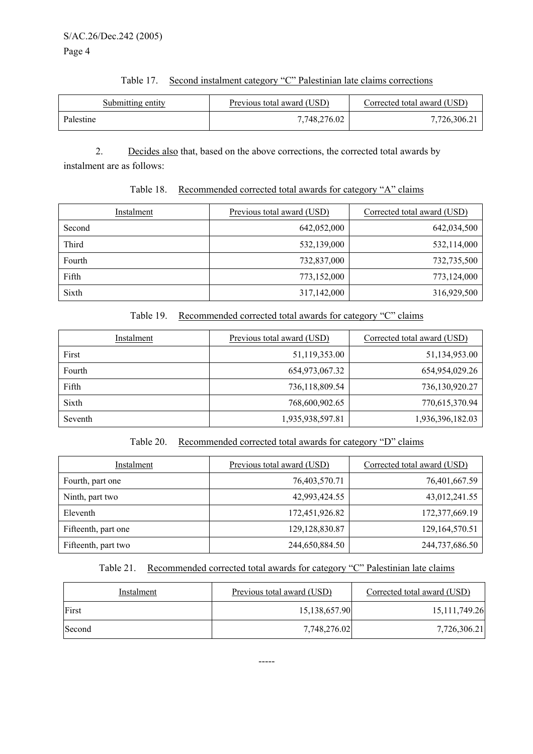Table 17. Second instalment category "C" Palestinian late claims corrections

| Submitting entity | Previous total award (USD) | Corrected total award (USD) |
|---|---:|---:|
| Palestine | 7,748,276.02 | 7,726,306.21 |

2. Decides also that, based on the above corrections, the corrected total awards by instalment are as follows:

Table 18. Recommended corrected total awards for category "A" claims

| Instalment | Previous total award (USD) | Corrected total award (USD) |
|---|---:|---:|
| Second | 642,052,000 | 642,034,500 |
| Third | 532,139,000 | 532,114,000 |
| Fourth | 732,837,000 | 732,735,500 |
| Fifth | 773,152,000 | 773,124,000 |
| Sixth | 317,142,000 | 316,929,500 |

Table 19. Recommended corrected total awards for category "C" claims

| Instalment | Previous total award (USD) | Corrected total award (USD) |
|---|---:|---:|
| First | 51,119,353.00 | 51,134,953.00 |
| Fourth | 654,973,067.32 | 654,954,029.26 |
| Fifth | 736,118,809.54 | 736,130,920.27 |
| Sixth | 768,600,902.65 | 770,615,370.94 |
| Seventh | 1,935,938,597.81 | 1,936,396,182.03 |

Table 20. Recommended corrected total awards for category "D" claims

| Instalment | Previous total award (USD) | Corrected total award (USD) |
|---|---:|---:|
| Fourth, part one | 76,403,570.71 | 76,401,667.59 |
| Ninth, part two | 42,993,424.55 | 43,012,241.55 |
| Eleventh | 172,451,926.82 | 172,377,669.19 |
| Fifteenth, part one | 129,128,830.87 | 129,164,570.51 |
| Fifteenth, part two | 244,650,884.50 | 244,737,686.50 |

Table 21. Recommended corrected total awards for category "C" Palestinian late claims

| Instalment | Previous total award (USD) | Corrected total award (USD) |
|---|---:|---:|
| First | 15,138,657.90 | 15,111,749.26 |
| Second | 7,748,276.02 | 7,726,306.21 |

-----